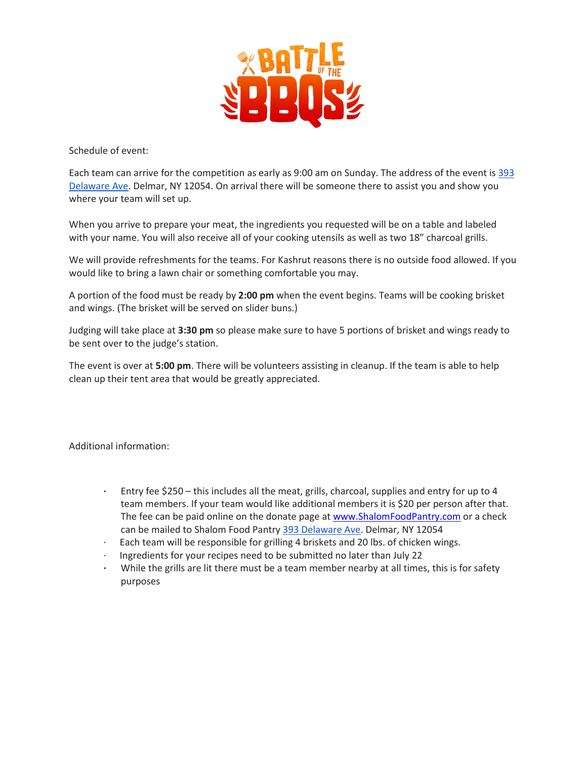Schedule of event:

Each team can arrive for the competition as early as 9:00 am on Sunday. The address of the event is 393 Delaware Ave. Delmar, NY 12054. On arrival there will be someone there to assist you and show you where your team will set up.

When you arrive to prepare your meat, the ingredients you requested will be on a table and labeled with your name. You will also receive all of your cooking utensils as well as two 18" charcoal grills.

We will provide refreshments for the teams. For Kashrut reasons there is no outside food allowed. If you would like to bring a lawn chair or something comfortable you may.

A portion of the food must be ready by **2:00 pm** when the event begins. Teams will be cooking brisket and wings. (The brisket will be served on slider buns.)

Judging will take place at **3:30 pm** so please make sure to have 5 portions of brisket and wings ready to be sent over to the judge's station.

The event is over at **5:00 pm**. There will be volunteers assisting in cleanup. If the team is able to help clean up their tent area that would be greatly appreciated.

Additional information:

- Entry fee $250 – this includes all the meat, grills, charcoal, supplies and entry for up to 4 team members. If your team would like additional members it is $20 per person after that. The fee can be paid online on the donate page at www.ShalomFoodPantry.com or a check can be mailed to Shalom Food Pantry 393 Delaware Ave. Delmar, NY 12054
- Each team will be responsible for grilling 4 briskets and 20 lbs. of chicken wings.
- Ingredients for your recipes need to be submitted no later than July 22
- While the grills are lit there must be a team member nearby at all times, this is for safety purposes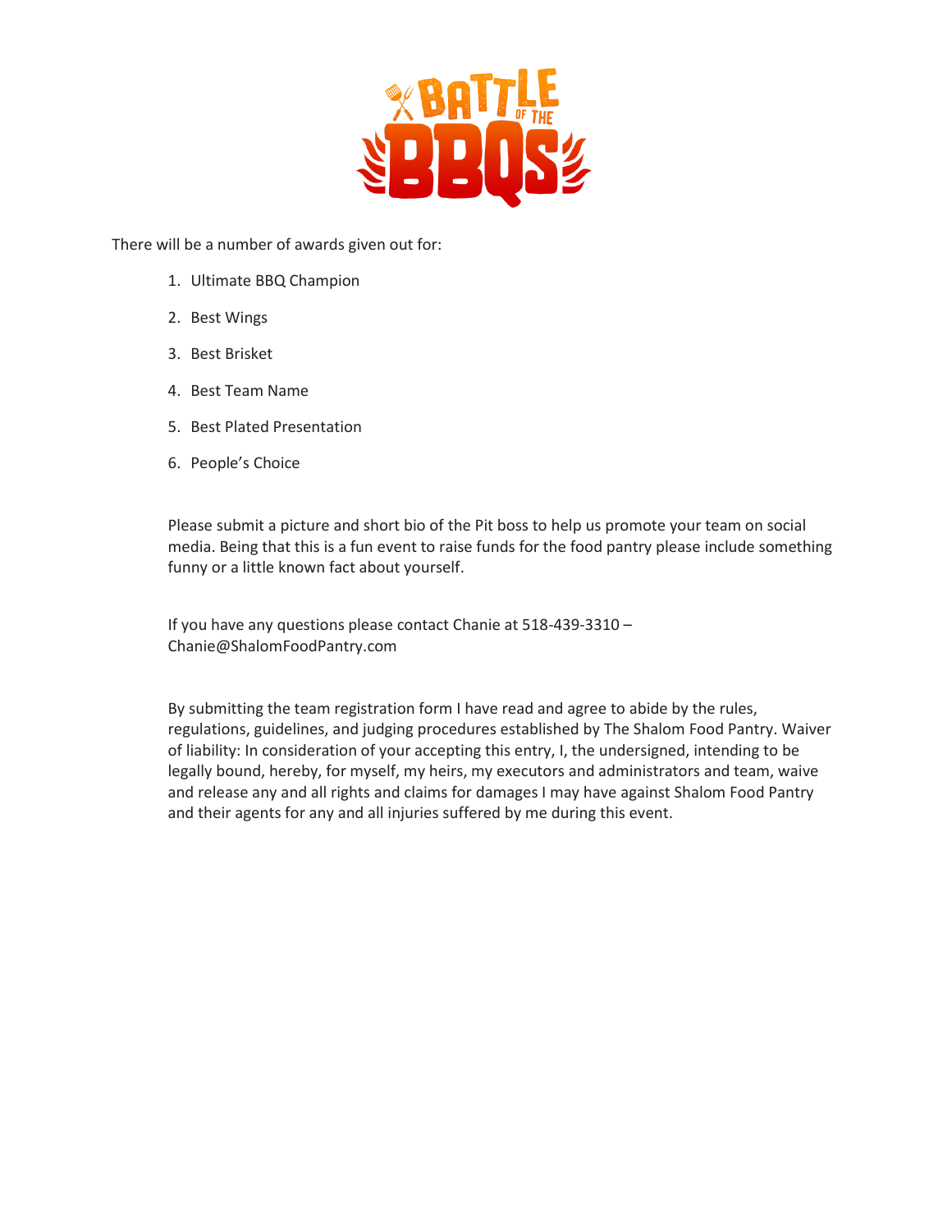There will be a number of awards given out for:

1. Ultimate BBQ Champion
2. Best Wings
3. Best Brisket
4. Best Team Name
5. Best Plated Presentation
6. People's Choice

Please submit a picture and short bio of the Pit boss to help us promote your team on social media. Being that this is a fun event to raise funds for the food pantry please include something funny or a little known fact about yourself.

If you have any questions please contact Chanie at 518-439-3310 – Chanie@ShalomFoodPantry.com

By submitting the team registration form I have read and agree to abide by the rules, regulations, guidelines, and judging procedures established by The Shalom Food Pantry. Waiver of liability: In consideration of your accepting this entry, I, the undersigned, intending to be legally bound, hereby, for myself, my heirs, my executors and administrators and team, waive and release any and all rights and claims for damages I may have against Shalom Food Pantry and their agents for any and all injuries suffered by me during this event.